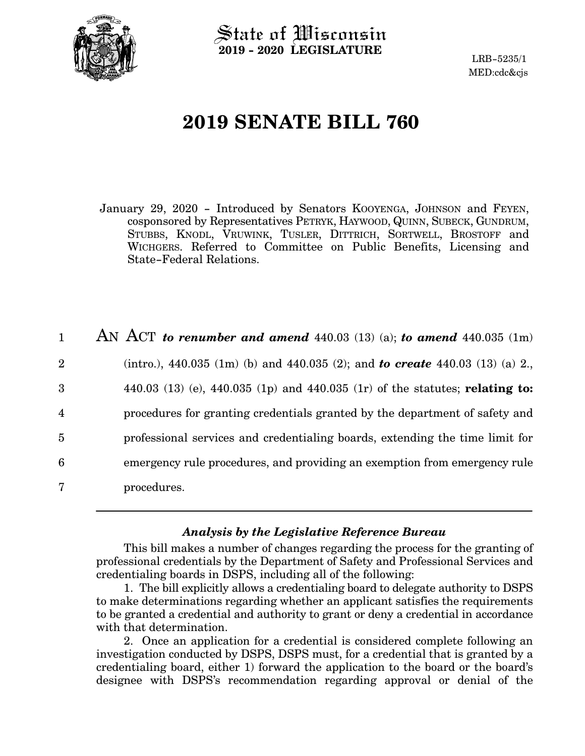State of Wisconsin
**2019 - 2020 LEGISLATURE**

LRB-5235/1
MED:cdc&cjs

# 2019 SENATE BILL 760

January 29, 2020 - Introduced by Senators KOOYENGA, JOHNSON and FEYEN, cosponsored by Representatives PETRYK, HAYWOOD, QUINN, SUBECK, GUNDRUM, STUBBS, KNODL, VRUWINK, TUSLER, DITTRICH, SORTWELL, BROSTOFF and WICHGERS. Referred to Committee on Public Benefits, Licensing and State-Federal Relations.

AN ACT ***to renumber and amend*** 440.03 (13) (a); ***to amend*** 440.035 (1m) (intro.), 440.035 (1m) (b) and 440.035 (2); and ***to create*** 440.03 (13) (a) 2., 440.03 (13) (e), 440.035 (1p) and 440.035 (1r) of the statutes; **relating to:** procedures for granting credentials granted by the department of safety and professional services and credentialing boards, extending the time limit for emergency rule procedures, and providing an exemption from emergency rule procedures.

---

### *Analysis by the Legislative Reference Bureau*

This bill makes a number of changes regarding the process for the granting of professional credentials by the Department of Safety and Professional Services and credentialing boards in DSPS, including all of the following:

1. The bill explicitly allows a credentialing board to delegate authority to DSPS to make determinations regarding whether an applicant satisfies the requirements to be granted a credential and authority to grant or deny a credential in accordance with that determination.

2. Once an application for a credential is considered complete following an investigation conducted by DSPS, DSPS must, for a credential that is granted by a credentialing board, either 1) forward the application to the board or the board's designee with DSPS's recommendation regarding approval or denial of the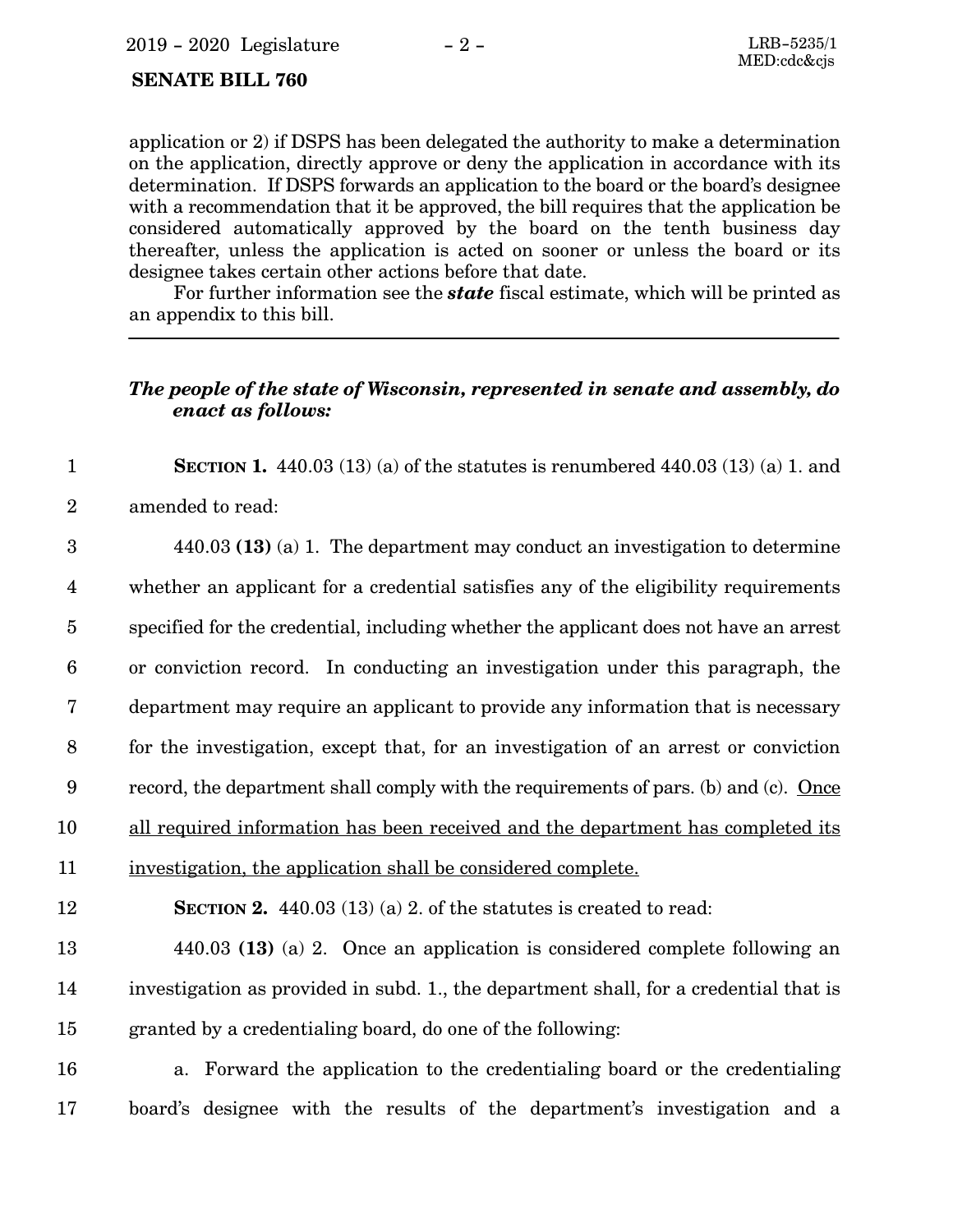application or 2) if DSPS has been delegated the authority to make a determination on the application, directly approve or deny the application in accordance with its determination. If DSPS forwards an application to the board or the board's designee with a recommendation that it be approved, the bill requires that the application be considered automatically approved by the board on the tenth business day thereafter, unless the application is acted on sooner or unless the board or its designee takes certain other actions before that date.

For further information see the ***state*** fiscal estimate, which will be printed as an appendix to this bill.

---

***The people of the state of Wisconsin, represented in senate and assembly, do enact as follows:***

**SECTION 1.** 440.03 (13) (a) of the statutes is renumbered 440.03 (13) (a) 1. and amended to read:

440.03 **(13)** (a) 1. The department may conduct an investigation to determine whether an applicant for a credential satisfies any of the eligibility requirements specified for the credential, including whether the applicant does not have an arrest or conviction record. In conducting an investigation under this paragraph, the department may require an applicant to provide any information that is necessary for the investigation, except that, for an investigation of an arrest or conviction record, the department shall comply with the requirements of pars. (b) and (c). <u>Once all required information has been received and the department has completed its investigation, the application shall be considered complete.</u>

**SECTION 2.** 440.03 (13) (a) 2. of the statutes is created to read:

440.03 **(13)** (a) 2. Once an application is considered complete following an investigation as provided in subd. 1., the department shall, for a credential that is granted by a credentialing board, do one of the following:

a. Forward the application to the credentialing board or the credentialing board's designee with the results of the department's investigation and a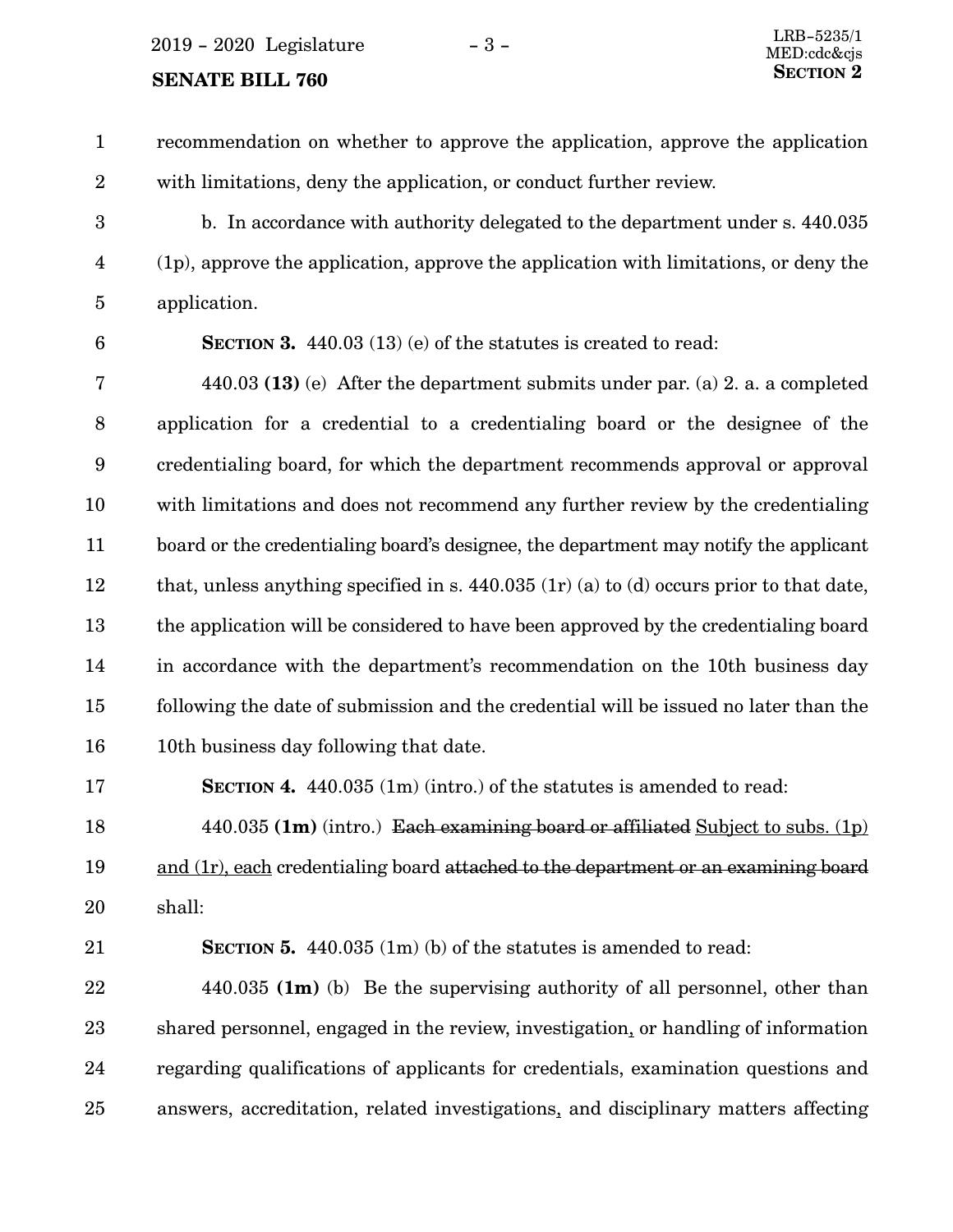recommendation on whether to approve the application, approve the application with limitations, deny the application, or conduct further review.

b. In accordance with authority delegated to the department under s. 440.035 (1p), approve the application, approve the application with limitations, or deny the application.

**SECTION 3.** 440.03 (13) (e) of the statutes is created to read:

440.03 **(13)** (e) After the department submits under par. (a) 2. a. a completed application for a credential to a credentialing board or the designee of the credentialing board, for which the department recommends approval or approval with limitations and does not recommend any further review by the credentialing board or the credentialing board's designee, the department may notify the applicant that, unless anything specified in s. 440.035 (1r) (a) to (d) occurs prior to that date, the application will be considered to have been approved by the credentialing board in accordance with the department's recommendation on the 10th business day following the date of submission and the credential will be issued no later than the 10th business day following that date.

**SECTION 4.** 440.035 (1m) (intro.) of the statutes is amended to read:

440.035 **(1m)** (intro.) ~~Each examining board or affiliated~~ <u>Subject to subs. (1p) and (1r), each</u> credentialing board ~~attached to the department or an examining board~~ shall:

**SECTION 5.** 440.035 (1m) (b) of the statutes is amended to read:

440.035 **(1m)** (b) Be the supervising authority of all personnel, other than shared personnel, engaged in the review, investigation<u>,</u> or handling of information regarding qualifications of applicants for credentials, examination questions and answers, accreditation, related investigations<u>,</u> and disciplinary matters affecting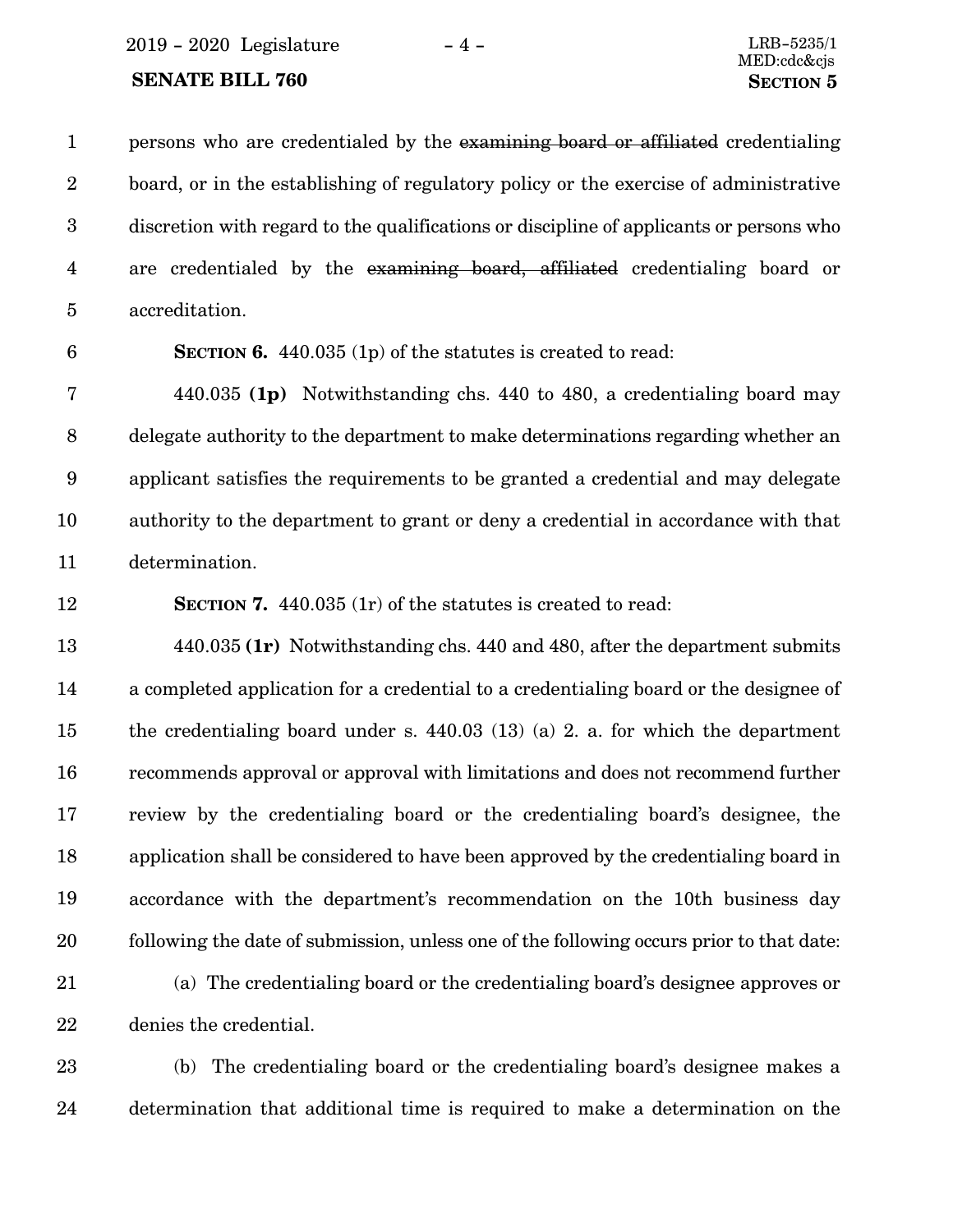persons who are credentialed by the ~~examining board or affiliated~~ credentialing board, or in the establishing of regulatory policy or the exercise of administrative discretion with regard to the qualifications or discipline of applicants or persons who are credentialed by the ~~examining board, affiliated~~ credentialing board or accreditation.

**SECTION 6.** 440.035 (1p) of the statutes is created to read:

440.035 **(1p)** Notwithstanding chs. 440 to 480, a credentialing board may delegate authority to the department to make determinations regarding whether an applicant satisfies the requirements to be granted a credential and may delegate authority to the department to grant or deny a credential in accordance with that determination.

**SECTION 7.** 440.035 (1r) of the statutes is created to read:

440.035 **(1r)** Notwithstanding chs. 440 and 480, after the department submits a completed application for a credential to a credentialing board or the designee of the credentialing board under s. 440.03 (13) (a) 2. a. for which the department recommends approval or approval with limitations and does not recommend further review by the credentialing board or the credentialing board's designee, the application shall be considered to have been approved by the credentialing board in accordance with the department's recommendation on the 10th business day following the date of submission, unless one of the following occurs prior to that date:

(a) The credentialing board or the credentialing board's designee approves or denies the credential.

(b) The credentialing board or the credentialing board's designee makes a determination that additional time is required to make a determination on the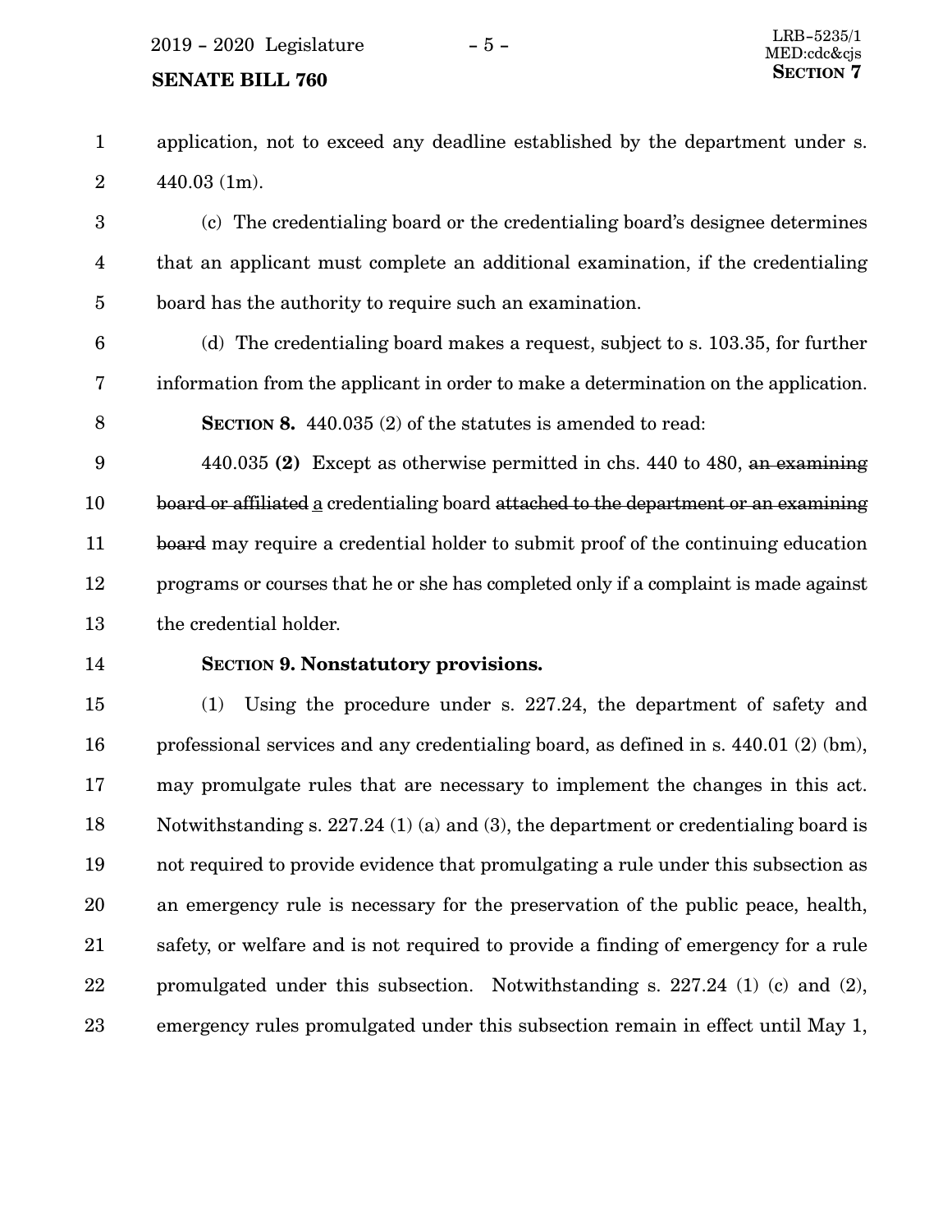application, not to exceed any deadline established by the department under s. 440.03 (1m).

(c) The credentialing board or the credentialing board's designee determines that an applicant must complete an additional examination, if the credentialing board has the authority to require such an examination.

(d) The credentialing board makes a request, subject to s. 103.35, for further information from the applicant in order to make a determination on the application.

**SECTION 8.** 440.035 (2) of the statutes is amended to read:

440.035 **(2)** Except as otherwise permitted in chs. 440 to 480, ~~an examining board or affiliated~~ <u>a</u> credentialing board ~~attached to the department or an examining board~~ may require a credential holder to submit proof of the continuing education programs or courses that he or she has completed only if a complaint is made against the credential holder.

**SECTION 9. Nonstatutory provisions.**

(1) Using the procedure under s. 227.24, the department of safety and professional services and any credentialing board, as defined in s. 440.01 (2) (bm), may promulgate rules that are necessary to implement the changes in this act. Notwithstanding s. 227.24 (1) (a) and (3), the department or credentialing board is not required to provide evidence that promulgating a rule under this subsection as an emergency rule is necessary for the preservation of the public peace, health, safety, or welfare and is not required to provide a finding of emergency for a rule promulgated under this subsection. Notwithstanding s. 227.24 (1) (c) and (2), emergency rules promulgated under this subsection remain in effect until May 1,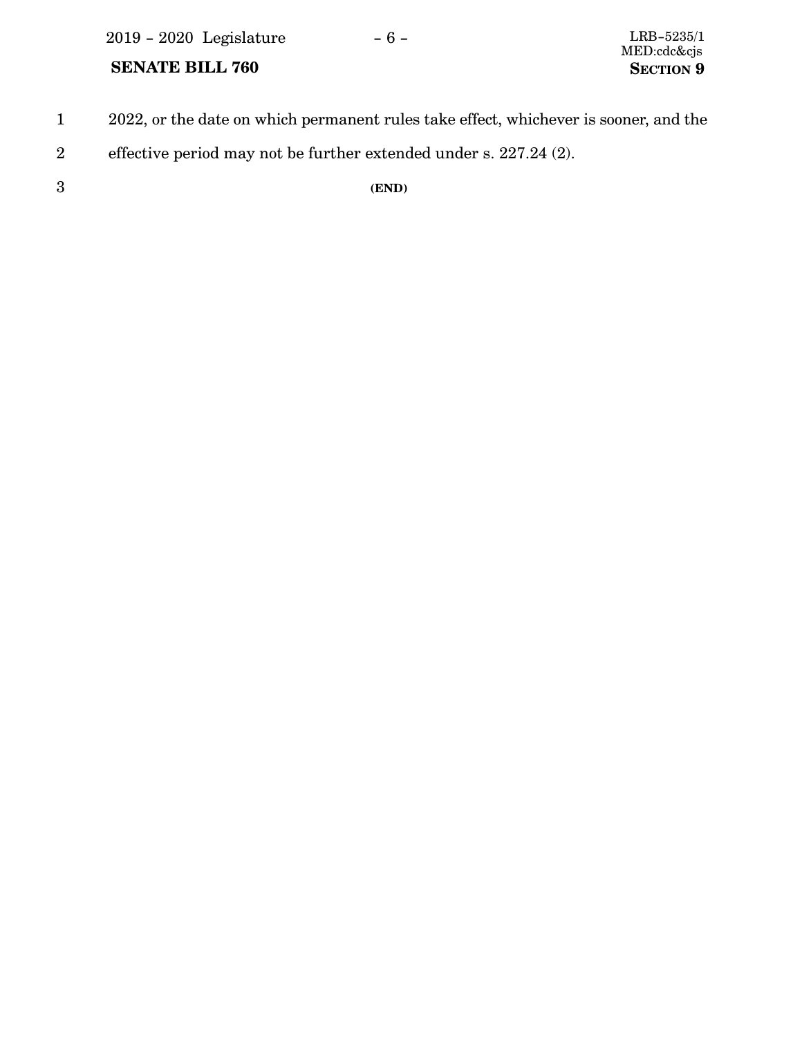2022, or the date on which permanent rules take effect, whichever is sooner, and the effective period may not be further extended under s. 227.24 (2).

**(END)**